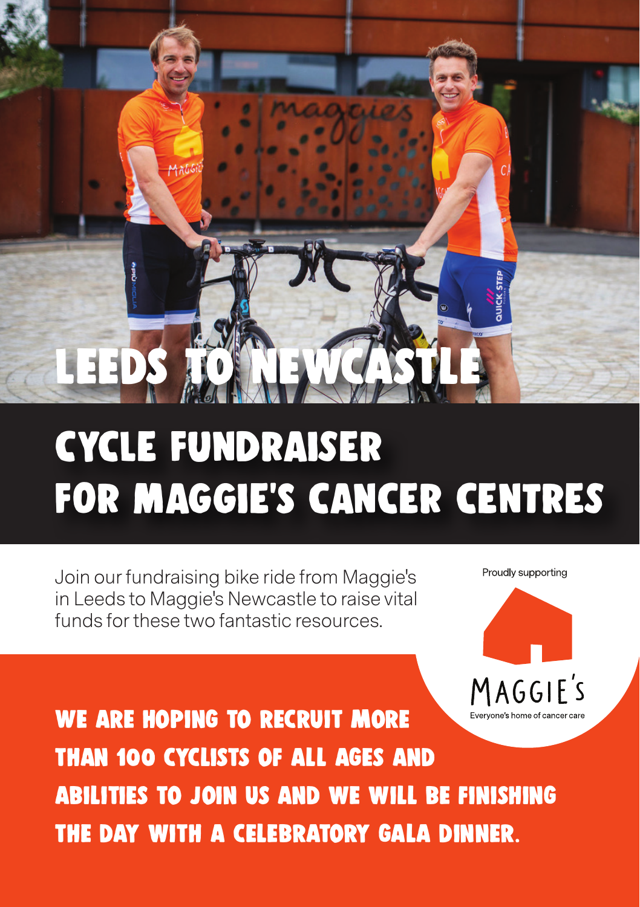# LEEDS TO NEWCASTLE

## CYCLE FUNDRAISER FOR MAGGIE'S CANCER CENTRES

Join our fundraising bike ride from Maggie's in Leeds to Maggie's Newcastle to raise vital funds for these two fantastic resources.

Proudly supporting

MAGGIE'S

Everyone's home of cancer care

**WE ARE HOPING TO RECRUIT MORE THAN 100 CYCLISTS OF ALL AGES AND ABILITIES TO JOIN US AND WE WILL BE FINISHING THE DAY WITH A CELEBRATORY GALA DINNER.**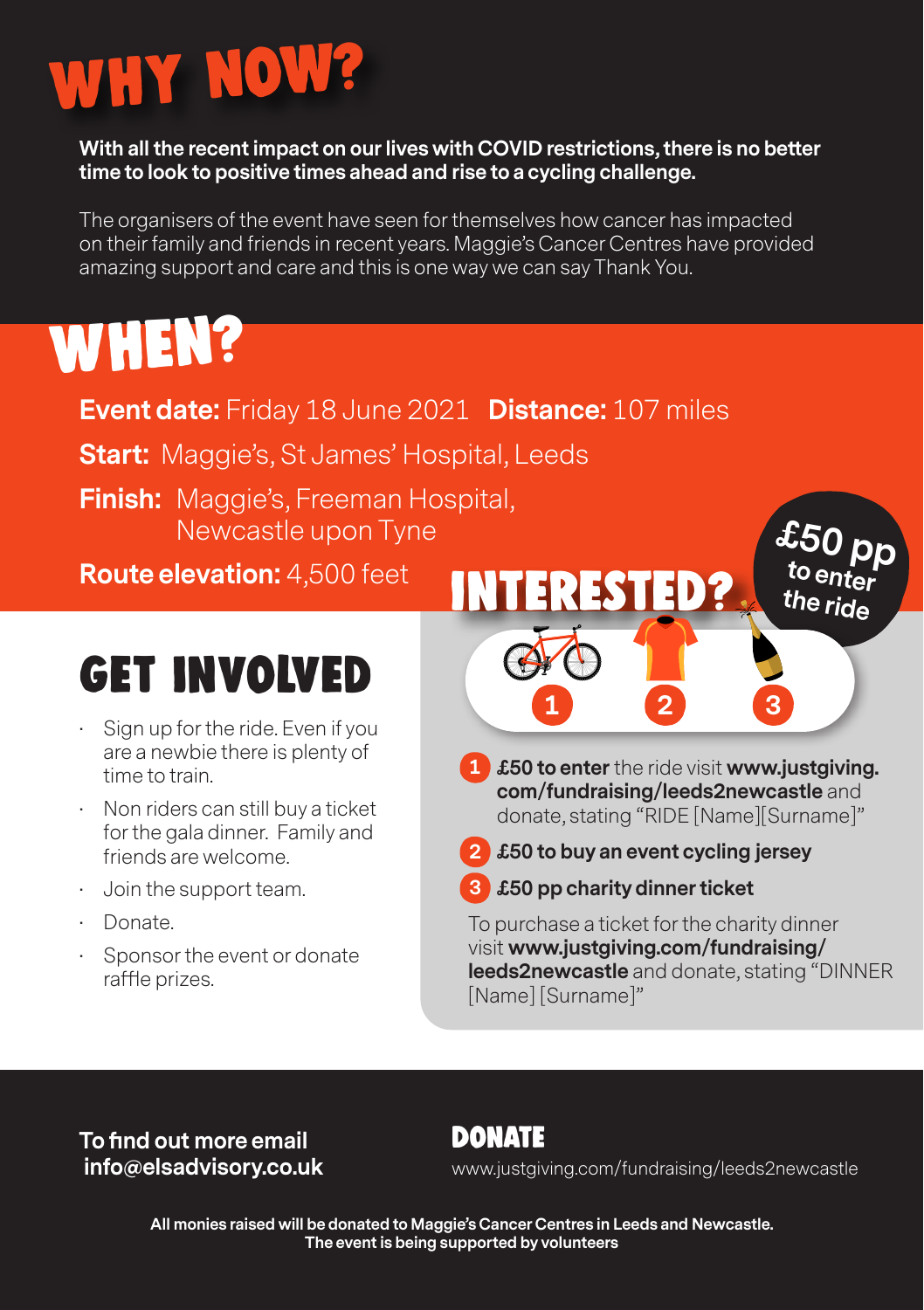# WHY NOW?

**With all the recent impact on our lives with COVID restrictions, there is no better time to look to positive times ahead and rise to a cycling challenge.**

The organisers of the event have seen for themselves how cancer has impacted on their family and friends in recent years. Maggie's Cancer Centres have provided amazing support and care and this is one way we can say Thank You.

# WHEN?

**Event date:** Friday 18 June 2021 **Distance:** 107 miles

**Start:** Maggie's, St James' Hospital, Leeds

**Finish:** Maggie's, Freeman Hospital, Newcastle upon Tyne

**Route elevation:** 4,500 feet

# GET INVOLVED

- Sign up for the ride. Even if you are a newbie there is plenty of time to train.
- Non riders can still buy a ticket for the gala dinner. Family and friends are welcome.
- Join the support team.
- Donate.
- Sponsor the event or donate raffle prizes.

# INTERESTED?

*£50 pp to enter the ride*

1. **£50 to enter** the ride visit **www.justgiving.com/fundraising/leeds2newcastle** and donate, stating "RIDE [Name][Surname]"
2. **£50 to buy an event cycling jersey**
3. **£50 pp charity dinner ticket**

To purchase a ticket for the charity dinner visit **www.justgiving.com/fundraising/leeds2newcastle** and donate, stating "DINNER [Name] [Surname]"

**To find out more email info@elsadvisory.co.uk**

## DONATE

www.justgiving.com/fundraising/leeds2newcastle

**All monies raised will be donated to Maggie's Cancer Centres in Leeds and Newcastle. The event is being supported by volunteers**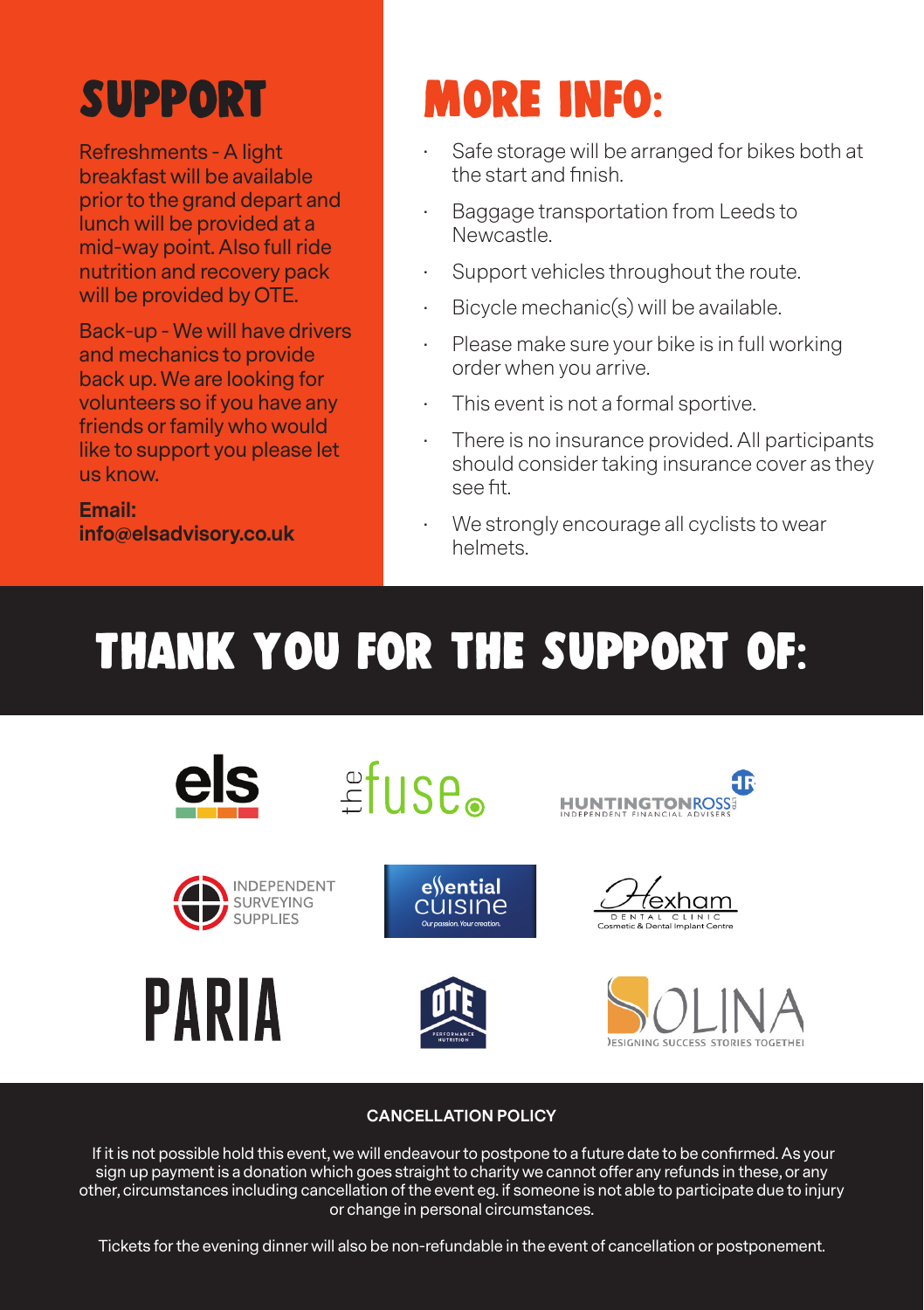## SUPPORT

Refreshments - A light breakfast will be available prior to the grand depart and lunch will be provided at a mid-way point. Also full ride nutrition and recovery pack will be provided by OTE.

Back-up - We will have drivers and mechanics to provide back up. We are looking for volunteers so if you have any friends or family who would like to support you please let us know.

**Email:**
**info@elsadvisory.co.uk**

## MORE INFO:

- Safe storage will be arranged for bikes both at the start and finish.
- Baggage transportation from Leeds to Newcastle.
- Support vehicles throughout the route.
- Bicycle mechanic(s) will be available.
- Please make sure your bike is in full working order when you arrive.
- This event is not a formal sportive.
- There is no insurance provided. All participants should consider taking insurance cover as they see fit.
- We strongly encourage all cyclists to wear helmets.

## THANK YOU FOR THE SUPPORT OF:

els

the fuse

HUNTINGTON ROSS
INDEPENDENT FINANCIAL ADVISERS

INDEPENDENT SURVEYING SUPPLIES

essential cuisine
Our passion. Your creation.

Hexham
DENTAL CLINIC
Cosmetic & Dental Implant Centre

PARIA

OTE
PERFORMANCE NUTRITION

SOLINA
DESIGNING SUCCESS STORIES TOGETHER

**CANCELLATION POLICY**

If it is not possible hold this event, we will endeavour to postpone to a future date to be confirmed. As your sign up payment is a donation which goes straight to charity we cannot offer any refunds in these, or any other, circumstances including cancellation of the event eg. if someone is not able to participate due to injury or change in personal circumstances.

Tickets for the evening dinner will also be non-refundable in the event of cancellation or postponement.